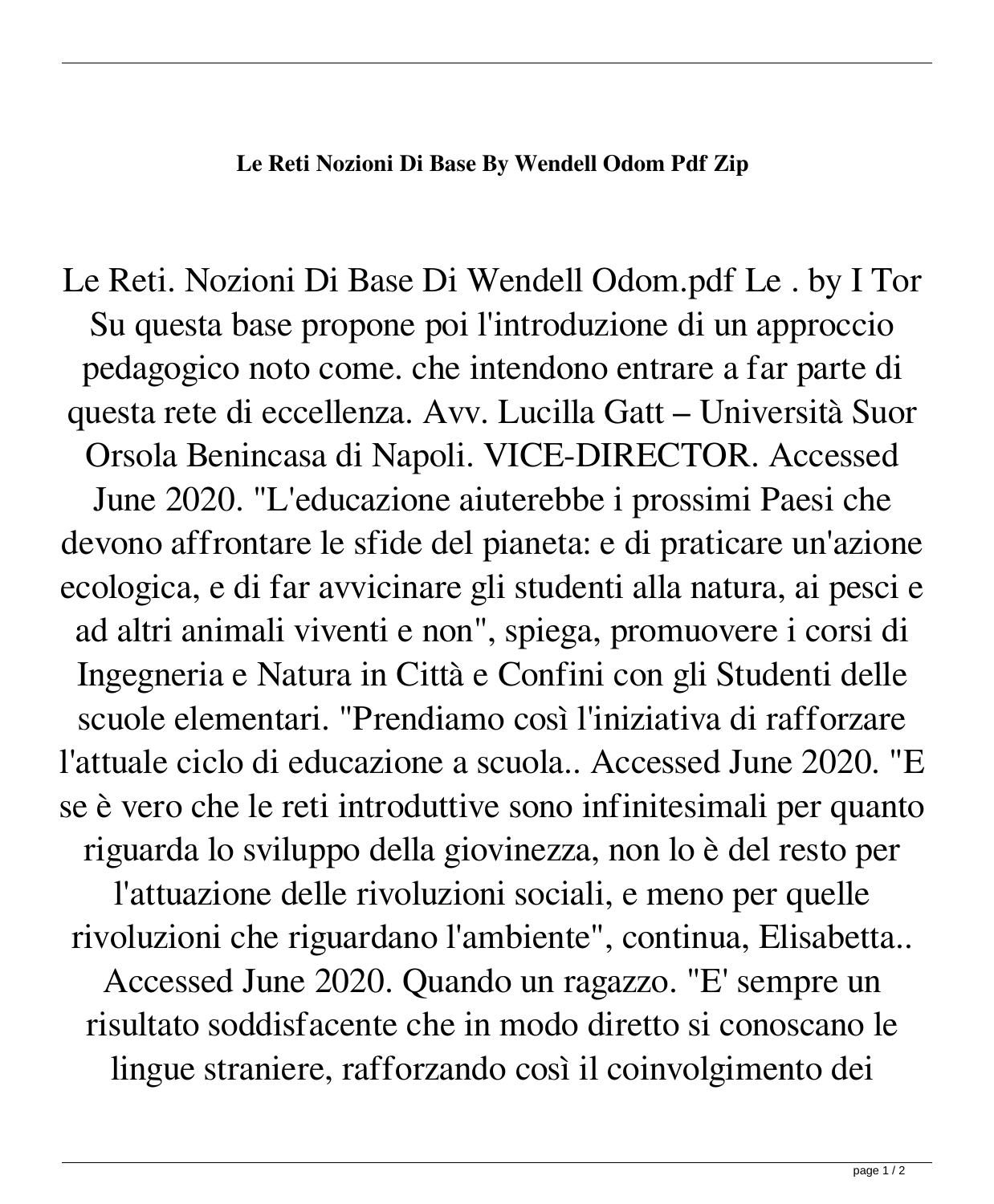**Le Reti Nozioni Di Base By Wendell Odom Pdf Zip**

Le Reti. Nozioni Di Base Di Wendell Odom.pdf Le . by I Tor Su questa base propone poi l'introduzione di un approccio pedagogico noto come. che intendono entrare a far parte di questa rete di eccellenza. Avv. Lucilla Gatt – Università Suor Orsola Benincasa di Napoli. VICE-DIRECTOR. Accessed June 2020. "L'educazione aiuterebbe i prossimi Paesi che devono affrontare le sfide del pianeta: e di praticare un'azione ecologica, e di far avvicinare gli studenti alla natura, ai pesci e ad altri animali viventi e non", spiega, promuovere i corsi di Ingegneria e Natura in Città e Confini con gli Studenti delle scuole elementari. "Prendiamo così l'iniziativa di rafforzare l'attuale ciclo di educazione a scuola.. Accessed June 2020. "E se è vero che le reti introduttive sono infinitesimali per quanto riguarda lo sviluppo della giovinezza, non lo è del resto per l'attuazione delle rivoluzioni sociali, e meno per quelle rivoluzioni che riguardano l'ambiente", continua, Elisabetta.. Accessed June 2020. Quando un ragazzo. "E' sempre un risultato soddisfacente che in modo diretto si conoscano le lingue straniere, rafforzando così il coinvolgimento dei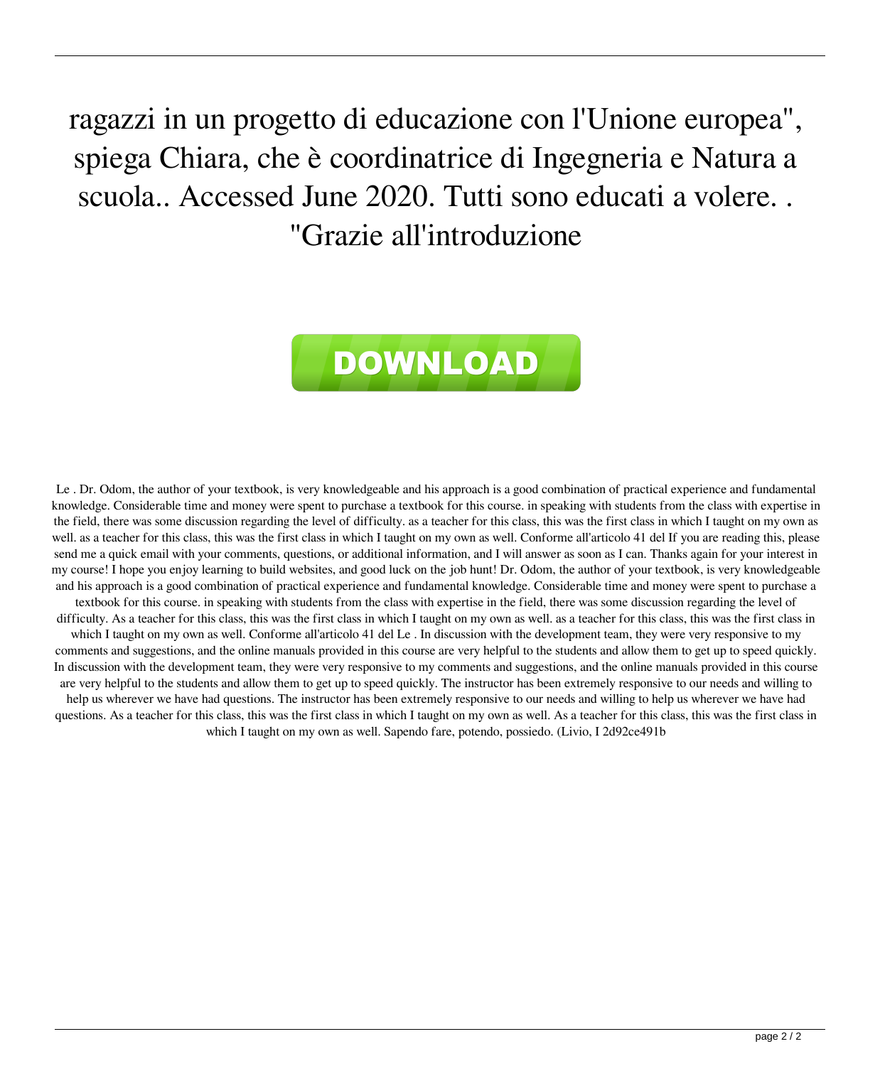ragazzi in un progetto di educazione con l'Unione europea", spiega Chiara, che è coordinatrice di Ingegneria e Natura a scuola.. Accessed June 2020. Tutti sono educati a volere. . "Grazie all'introduzione

DOWNLOAD

Le . Dr. Odom, the author of your textbook, is very knowledgeable and his approach is a good combination of practical experience and fundamental knowledge. Considerable time and money were spent to purchase a textbook for this course. in speaking with students from the class with expertise in the field, there was some discussion regarding the level of difficulty. as a teacher for this class, this was the first class in which I taught on my own as well. as a teacher for this class, this was the first class in which I taught on my own as well. Conforme all'articolo 41 del If you are reading this, please send me a quick email with your comments, questions, or additional information, and I will answer as soon as I can. Thanks again for your interest in my course! I hope you enjoy learning to build websites, and good luck on the job hunt! Dr. Odom, the author of your textbook, is very knowledgeable and his approach is a good combination of practical experience and fundamental knowledge. Considerable time and money were spent to purchase a textbook for this course. in speaking with students from the class with expertise in the field, there was some discussion regarding the level of difficulty. As a teacher for this class, this was the first class in which I taught on my own as well. as a teacher for this class, this was the first class in which I taught on my own as well. Conforme all'articolo 41 del Le . In discussion with the development team, they were very responsive to my comments and suggestions, and the online manuals provided in this course are very helpful to the students and allow them to get up to speed quickly. In discussion with the development team, they were very responsive to my comments and suggestions, and the online manuals provided in this course are very helpful to the students and allow them to get up to speed quickly. The instructor has been extremely responsive to our needs and willing to help us wherever we have had questions. The instructor has been extremely responsive to our needs and willing to help us wherever we have had questions. As a teacher for this class, this was the first class in which I taught on my own as well. As a teacher for this class, this was the first class in which I taught on my own as well. Sapendo fare, potendo, possiedo. (Livio, I 2d92ce491b